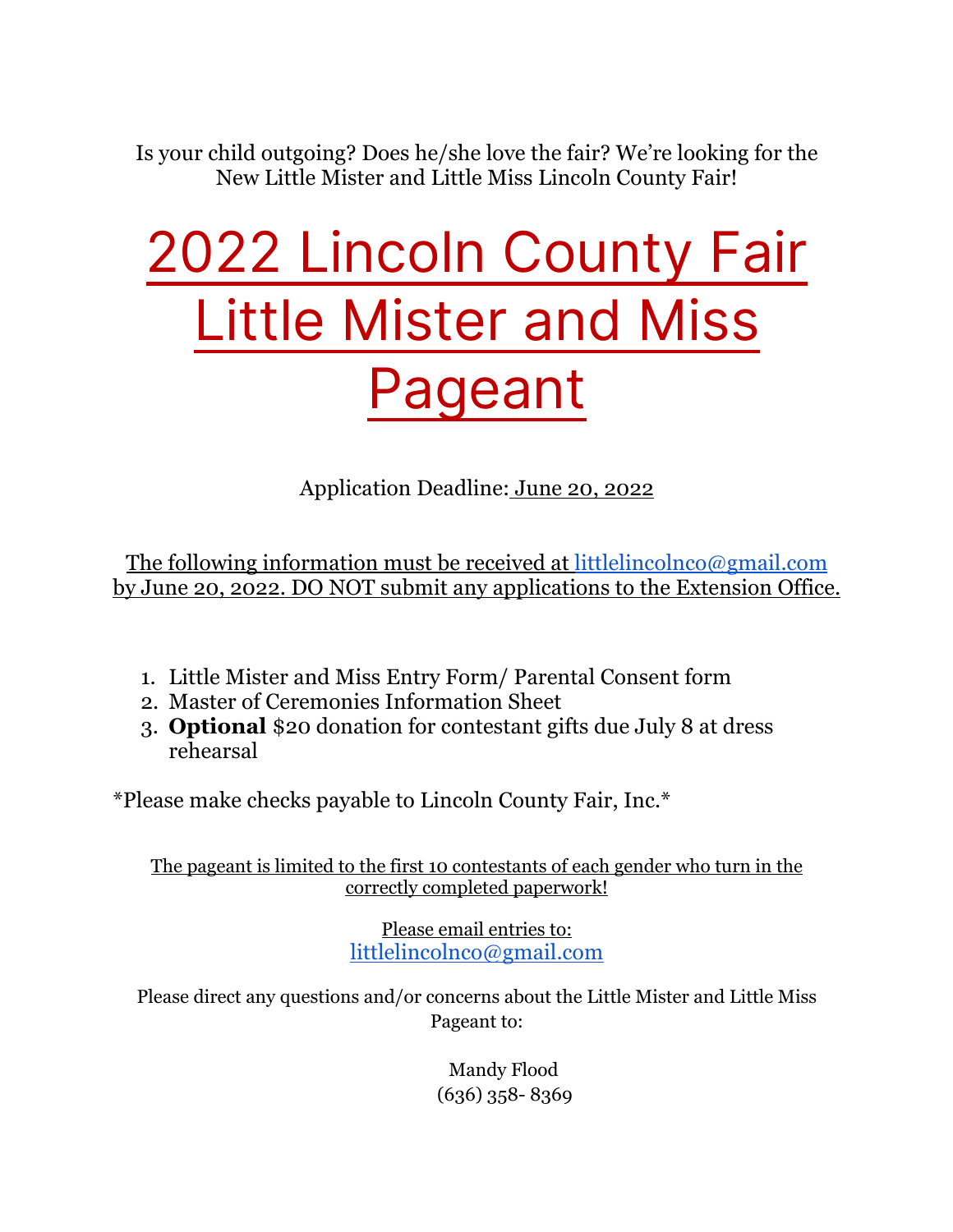Is your child outgoing? Does he/she love the fair? We're looking for the New Little Mister and Little Miss Lincoln County Fair!

# 2022 Lincoln County Fair Little Mister and Miss Pageant

Application Deadline: June 20, 2022

The following information must be received at littlelincolnco@gmail.com by June 20, 2022. DO NOT submit any applications to the Extension Office.

1. Little Mister and Miss Entry Form/ Parental Consent form
2. Master of Ceremonies Information Sheet
3. **Optional** $20 donation for contestant gifts due July 8 at dress rehearsal

*Please make checks payable to Lincoln County Fair, Inc.*

The pageant is limited to the first 10 contestants of each gender who turn in the correctly completed paperwork!

Please email entries to:
littlelincolnco@gmail.com

Please direct any questions and/or concerns about the Little Mister and Little Miss Pageant to:

Mandy Flood
(636) 358- 8369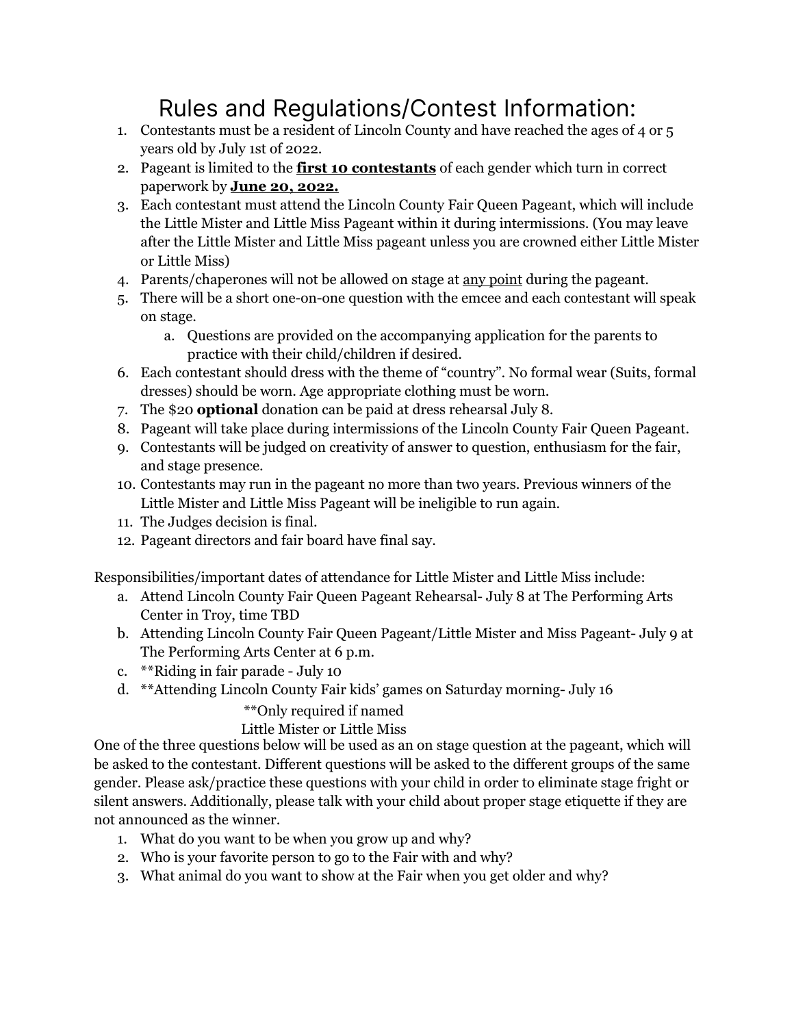# Rules and Regulations/Contest Information:

1. Contestants must be a resident of Lincoln County and have reached the ages of 4 or 5 years old by July 1st of 2022.
2. Pageant is limited to the **first 10 contestants** of each gender which turn in correct paperwork by **June 20, 2022.**
3. Each contestant must attend the Lincoln County Fair Queen Pageant, which will include the Little Mister and Little Miss Pageant within it during intermissions. (You may leave after the Little Mister and Little Miss pageant unless you are crowned either Little Mister or Little Miss)
4. Parents/chaperones will not be allowed on stage at any point during the pageant.
5. There will be a short one-on-one question with the emcee and each contestant will speak on stage.
    a. Questions are provided on the accompanying application for the parents to practice with their child/children if desired.
6. Each contestant should dress with the theme of "country". No formal wear (Suits, formal dresses) should be worn. Age appropriate clothing must be worn.
7. The $20 **optional** donation can be paid at dress rehearsal July 8.
8. Pageant will take place during intermissions of the Lincoln County Fair Queen Pageant.
9. Contestants will be judged on creativity of answer to question, enthusiasm for the fair, and stage presence.
10. Contestants may run in the pageant no more than two years. Previous winners of the Little Mister and Little Miss Pageant will be ineligible to run again.
11. The Judges decision is final.
12. Pageant directors and fair board have final say.

Responsibilities/important dates of attendance for Little Mister and Little Miss include:

a. Attend Lincoln County Fair Queen Pageant Rehearsal- July 8 at The Performing Arts Center in Troy, time TBD
b. Attending Lincoln County Fair Queen Pageant/Little Mister and Miss Pageant- July 9 at The Performing Arts Center at 6 p.m.
c. **Riding in fair parade - July 10
d. **Attending Lincoln County Fair kids' games on Saturday morning- July 16

**Only required if named Little Mister or Little Miss

One of the three questions below will be used as an on stage question at the pageant, which will be asked to the contestant. Different questions will be asked to the different groups of the same gender. Please ask/practice these questions with your child in order to eliminate stage fright or silent answers. Additionally, please talk with your child about proper stage etiquette if they are not announced as the winner.

1. What do you want to be when you grow up and why?
2. Who is your favorite person to go to the Fair with and why?
3. What animal do you want to show at the Fair when you get older and why?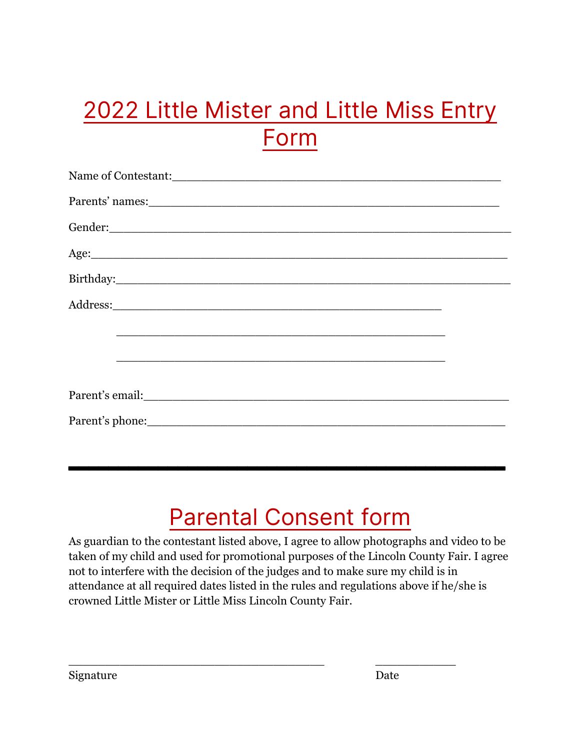# 2022 Little Mister and Little Miss Entry Form

Name of Contestant:_______________________________________________

Parents' names:_________________________________________________

Gender:________________________________________________________

Age:_________________________________________________________

Birthday:______________________________________________________

Address:_______________________________________________

_______________________________________________

_______________________________________________

Parent's email:__________________________________________________

Parent's phone:_________________________________________________

---

# Parental Consent form

As guardian to the contestant listed above, I agree to allow photographs and video to be taken of my child and used for promotional purposes of the Lincoln County Fair. I agree not to interfere with the decision of the judges and to make sure my child is in attendance at all required dates listed in the rules and regulations above if he/she is crowned Little Mister or Little Miss Lincoln County Fair.

_____________________________________ ____________

Signature Date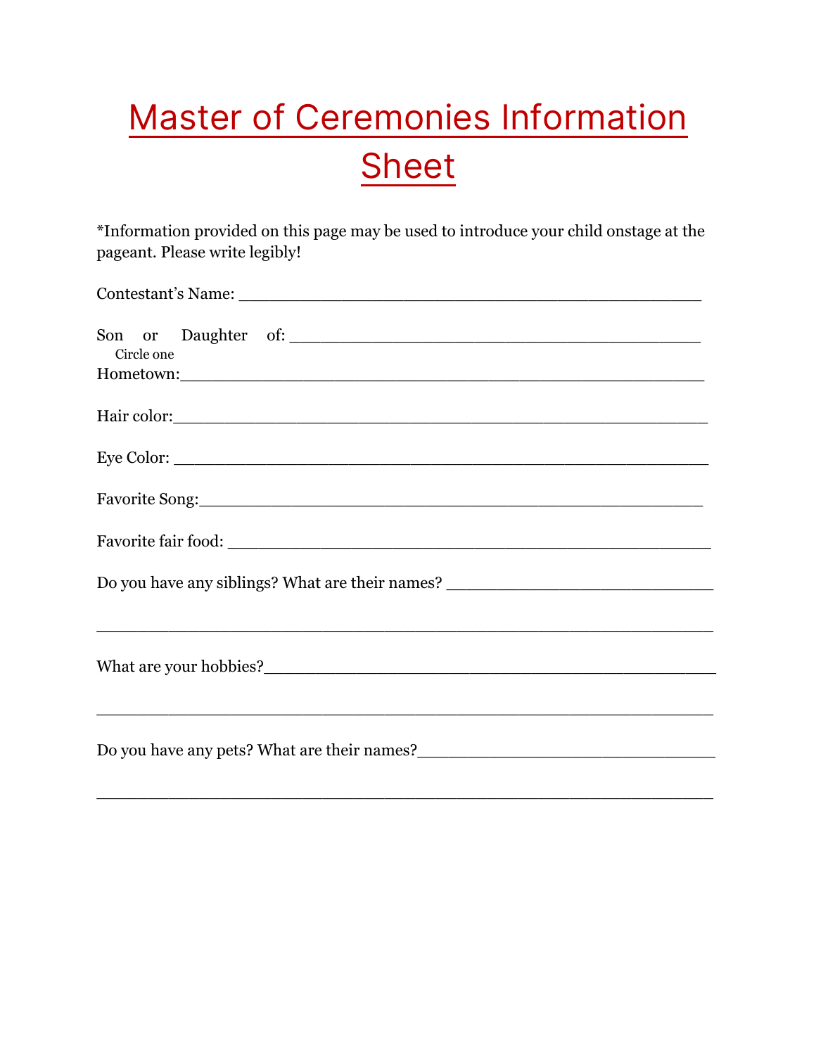# Master of Ceremonies Information Sheet

*Information provided on this page may be used to introduce your child onstage at the pageant. Please write legibly!

Contestant's Name: ________________________________________________

Son or Daughter of: ___________________________________________
Circle one

Hometown:_____________________________________________________

Hair color:_____________________________________________________

Eye Color: _____________________________________________________

Favorite Song:__________________________________________________

Favorite fair food: ______________________________________________

Do you have any siblings? What are their names? ____________________________

_______________________________________________________________

What are your hobbies?___________________________________________

_______________________________________________________________

Do you have any pets? What are their names?_______________________________

_______________________________________________________________